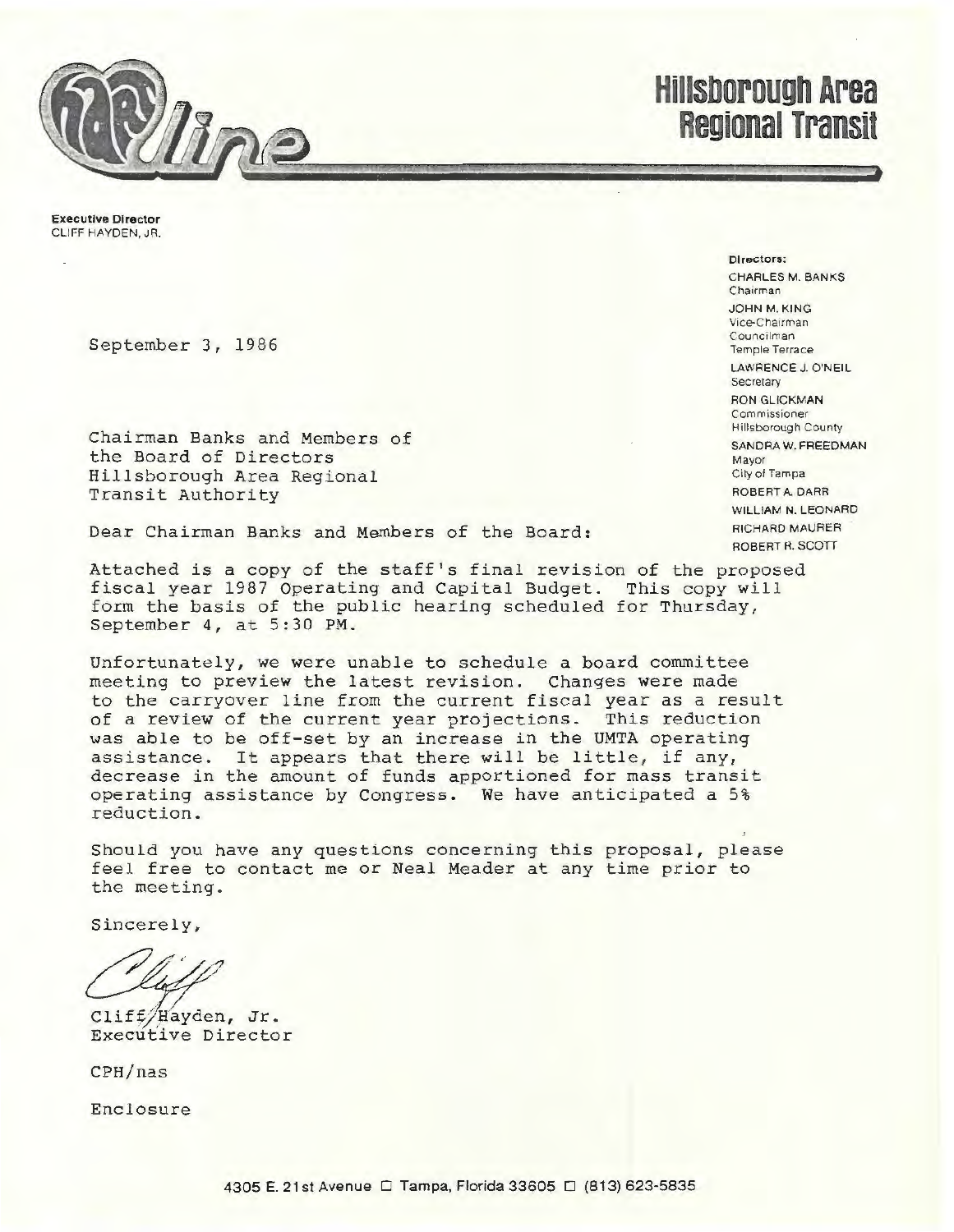# Hillsborough Area Regional Transit

**Executive Director**
CLIFF HAYDEN, JR.

**Directors:**
CHARLES M. BANKS
Chairman
JOHN M. KING
Vice-Chairman
Councilman
Temple Terrace
LAWRENCE J. O'NEIL
Secretary
RON GLICKMAN
Commissioner
Hillsborough County
SANDRA W. FREEDMAN
Mayor
City of Tampa
ROBERT A. DARR
WILLIAM N. LEONARD
RICHARD MAURER
ROBERT R. SCOTT

September 3, 1986

Chairman Banks and Members of
the Board of Directors
Hillsborough Area Regional
Transit Authority

Dear Chairman Banks and Members of the Board:

Attached is a copy of the staff's final revision of the proposed fiscal year 1987 Operating and Capital Budget. This copy will form the basis of the public hearing scheduled for Thursday, September 4, at 5:30 PM.

Unfortunately, we were unable to schedule a board committee meeting to preview the latest revision. Changes were made to the carryover line from the current fiscal year as a result of a review of the current year projections. This reduction was able to be off-set by an increase in the UMTA operating assistance. It appears that there will be little, if any, decrease in the amount of funds apportioned for mass transit operating assistance by Congress. We have anticipated a 5% reduction.

Should you have any questions concerning this proposal, please feel free to contact me or Neal Meader at any time prior to the meeting.

Sincerely,

Cliff

Cliff Hayden, Jr.
Executive Director

CPH/nas

Enclosure

4305 E. 21st Avenue ☐ Tampa, Florida 33605 ☐ (813) 623-5835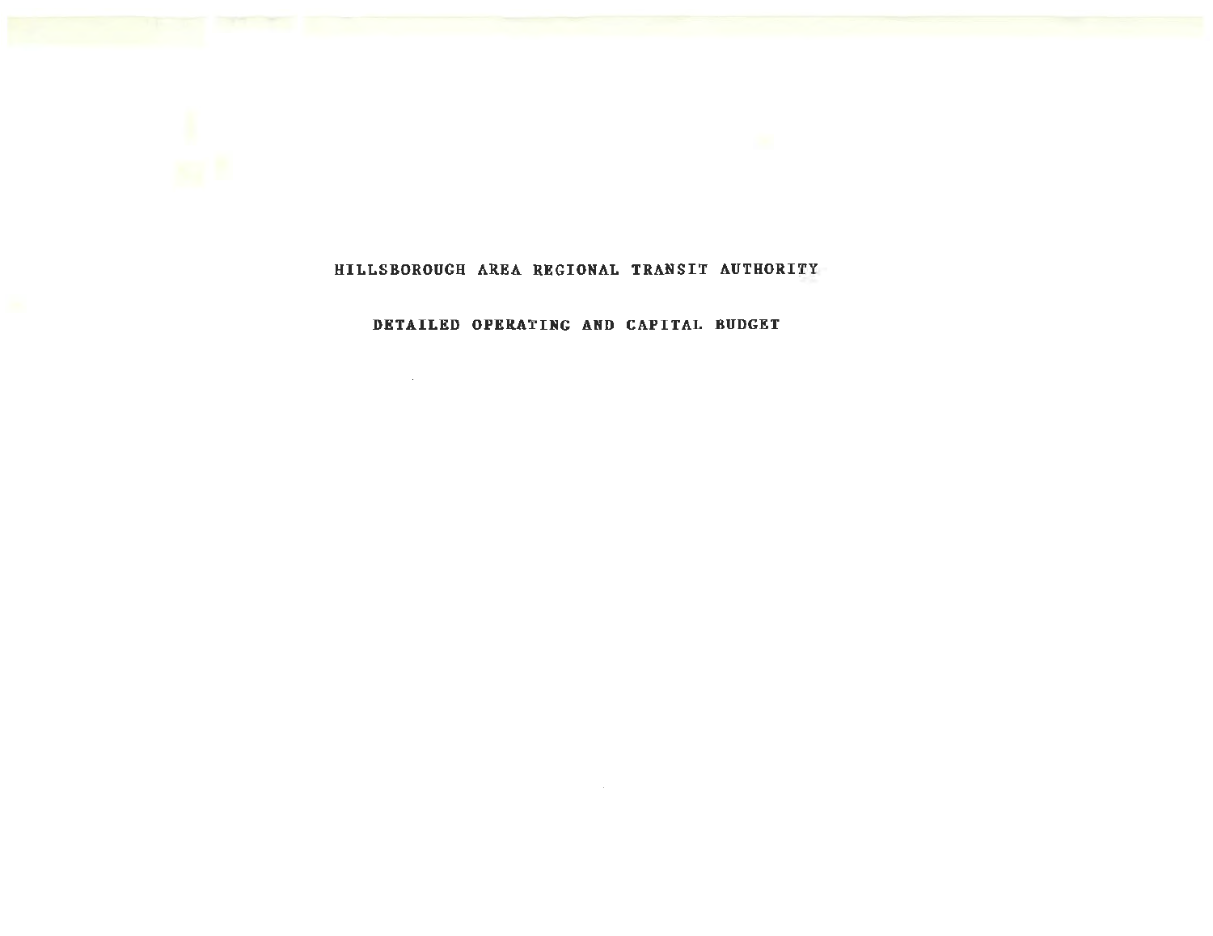# HILLSBOROUGH AREA REGIONAL TRANSIT AUTHORITY

## DETAILED OPERATING AND CAPITAL BUDGET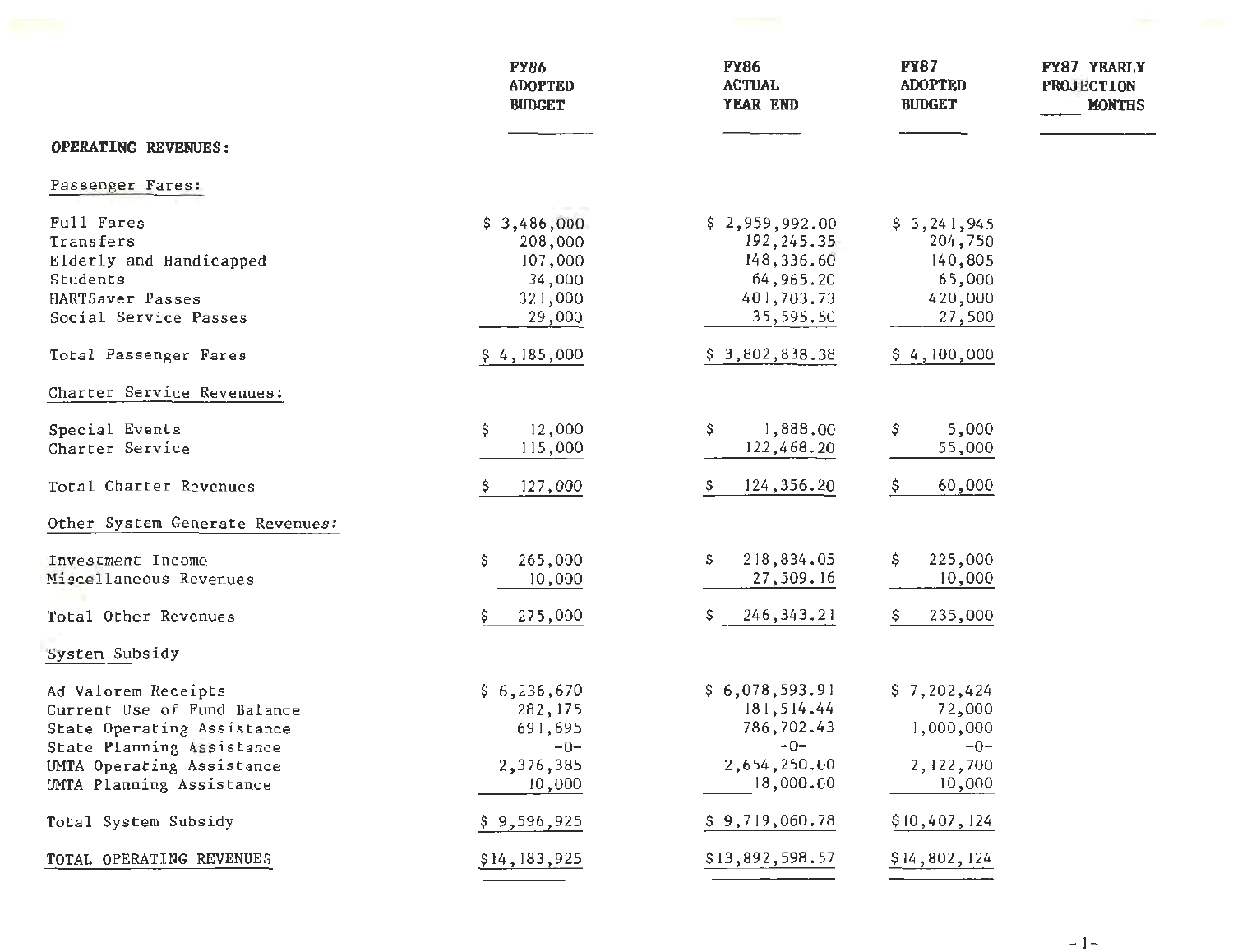| | FY86 ADOPTED BUDGET | FY86 ACTUAL YEAR END | FY87 ADOPTED BUDGET | FY87 YEARLY PROJECTION ____ MONTHS |
|---|---|---|---|---|
| **OPERATING REVENUES:** | | | | |
| Passenger Fares: | | | | |
| Full Fares | $ 3,486,000 | $ 2,959,992.00 | $ 3,241,945 | |
| Transfers | 208,000 | 192,245.35 | 204,750 | |
| Elderly and Handicapped | 107,000 | 148,336.60 | 140,805 | |
| Students | 34,000 | 64,965.20 | 65,000 | |
| HARTSaver Passes | 321,000 | 401,703.73 | 420,000 | |
| Social Service Passes | 29,000 | 35,595.50 | 27,500 | |
| Total Passenger Fares | $ 4,185,000 | $ 3,802,838.38 | $ 4,100,000 | |
| Charter Service Revenues: | | | | |
| Special Events | $ 12,000 | $ 1,888.00 | $ 5,000 | |
| Charter Service | 115,000 | 122,468.20 | 55,000 | |
| Total Charter Revenues | $ 127,000 | $ 124,356.20 | $ 60,000 | |
| Other System Generate Revenues: | | | | |
| Investment Income | $ 265,000 | $ 218,834.05 | $ 225,000 | |
| Miscellaneous Revenues | 10,000 | 27,509.16 | 10,000 | |
| Total Other Revenues | $ 275,000 | $ 246,343.21 | $ 235,000 | |
| System Subsidy | | | | |
| Ad Valorem Receipts | $ 6,236,670 | $ 6,078,593.91 | $ 7,202,424 | |
| Current Use of Fund Balance | 282,175 | 181,514.44 | 72,000 | |
| State Operating Assistance | 691,695 | 786,702.43 | 1,000,000 | |
| State Planning Assistance | -0- | -0- | -0- | |
| UMTA Operating Assistance | 2,376,385 | 2,654,250.00 | 2,122,700 | |
| UMTA Planning Assistance | 10,000 | 18,000.00 | 10,000 | |
| Total System Subsidy | $ 9,596,925 | $ 9,719,060.78 | $10,407,124 | |
| TOTAL OPERATING REVENUES | $14,183,925 | $13,892,598.57 | $14,802,124 | |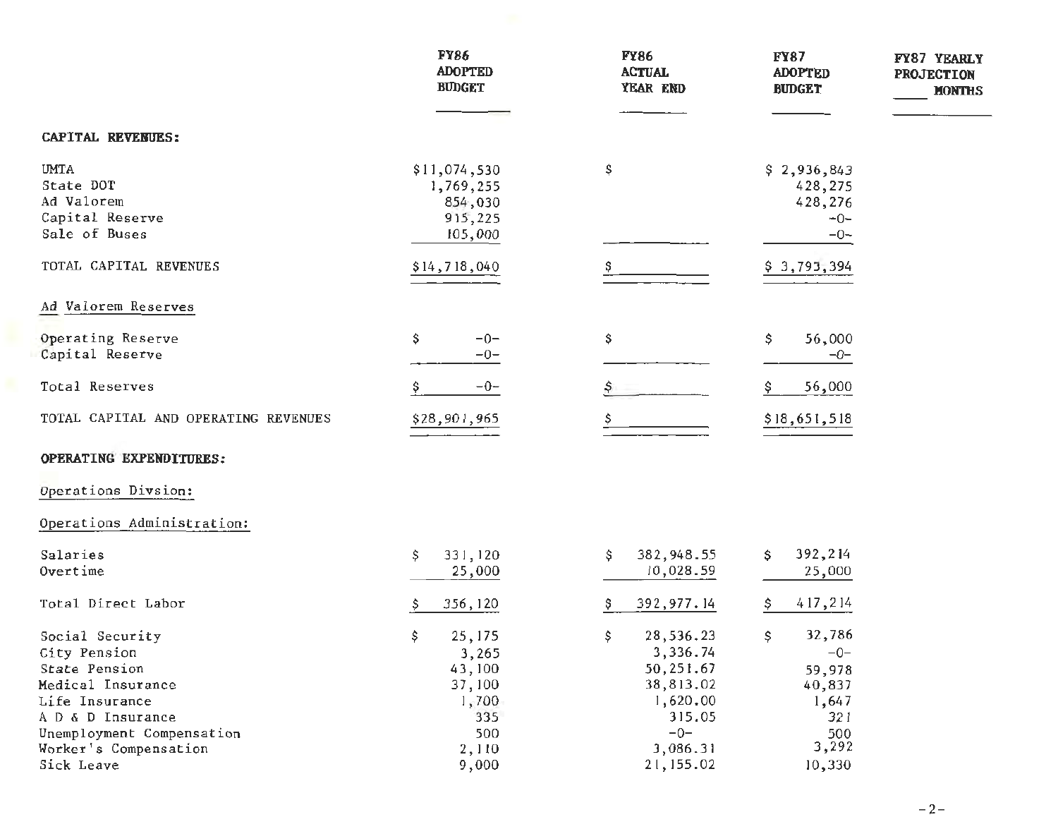| | FY86 ADOPTED BUDGET | FY86 ACTUAL YEAR END | FY87 ADOPTED BUDGET | FY87 YEARLY PROJECTION ____ MONTHS |
|---|---|---|---|---|
| **CAPITAL REVENUES:** | | | | |
| UMTA | $11,074,530 | $ | $ 2,936,843 | |
| State DOT | 1,769,255 | | 428,275 | |
| Ad Valorem | 854,030 | | 428,276 | |
| Capital Reserve | 915,225 | | -0- | |
| Sale of Buses | 105,000 | | -0- | |
| TOTAL CAPITAL REVENUES | $14,718,040 | $ | $ 3,793,394 | |
| Ad Valorem Reserves | | | | |
| Operating Reserve | $ -0- | $ | $ 56,000 | |
| Capital Reserve | -0- | | -0- | |
| Total Reserves | $ -0- | $ | $ 56,000 | |
| TOTAL CAPITAL AND OPERATING REVENUES | $28,901,965 | $ | $18,651,518 | |
| **OPERATING EXPENDITURES:** | | | | |
| Operations Divsion: | | | | |
| Operations Administration: | | | | |
| Salaries | $ 331,120 | $ 382,948.55 | $ 392,214 | |
| Overtime | 25,000 | 10,028.59 | 25,000 | |
| Total Direct Labor | $ 356,120 | $ 392,977.14 | $ 417,214 | |
| Social Security | $ 25,175 | $ 28,536.23 | $ 32,786 | |
| City Pension | 3,265 | 3,336.74 | -0- | |
| State Pension | 43,100 | 50,251.67 | 59,978 | |
| Medical Insurance | 37,100 | 38,813.02 | 40,837 | |
| Life Insurance | 1,700 | 1,620.00 | 1,647 | |
| A D & D Insurance | 335 | 315.05 | 321 | |
| Unemployment Compensation | 500 | -0- | 500 | |
| Worker's Compensation | 2,110 | 3,086.31 | 3,292 | |
| Sick Leave | 9,000 | 21,155.02 | 10,330 | |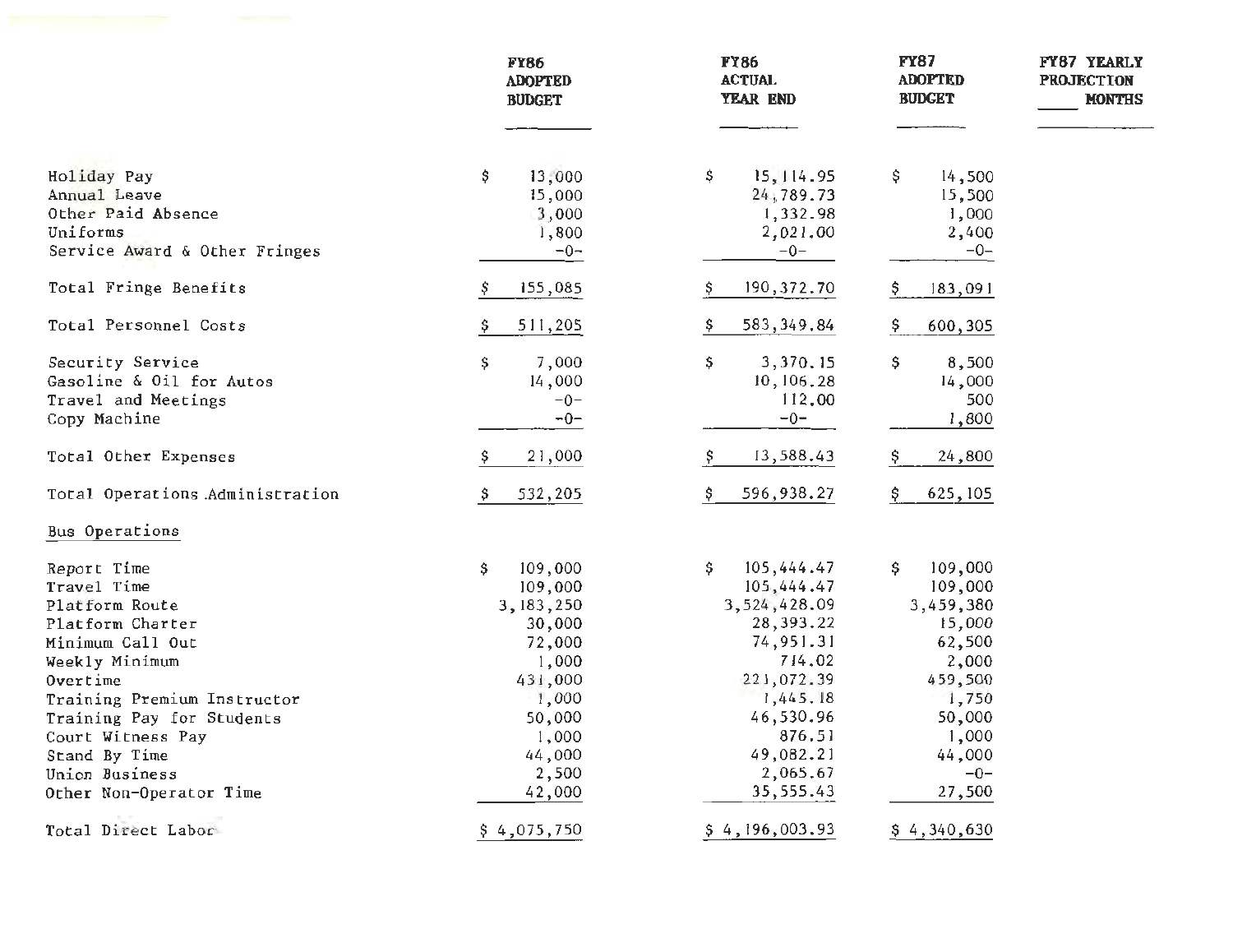| | FY86 ADOPTED BUDGET | FY86 ACTUAL YEAR END | FY87 ADOPTED BUDGET | FY87 YEARLY PROJECTION ____ MONTHS |
|---|---|---|---|---|
| Holiday Pay | $ 13,000 | $ 15,114.95 | $ 14,500 | |
| Annual Leave | 15,000 | 24,789.73 | 15,500 | |
| Other Paid Absence | 3,000 | 1,332.98 | 1,000 | |
| Uniforms | 1,800 | 2,021.00 | 2,400 | |
| Service Award & Other Fringes | -0- | -0- | -0- | |
| Total Fringe Benefits | $ 155,085 | $ 190,372.70 | $ 183,091 | |
| Total Personnel Costs | $ 511,205 | $ 583,349.84 | $ 600,305 | |
| Security Service | $ 7,000 | $ 3,370.15 | $ 8,500 | |
| Gasoline & Oil for Autos | 14,000 | 10,106.28 | 14,000 | |
| Travel and Meetings | -0- | 112.00 | 500 | |
| Copy Machine | -0- | -0- | 1,800 | |
| Total Other Expenses | $ 21,000 | $ 13,588.43 | $ 24,800 | |
| Total Operations Administration | $ 532,205 | $ 596,938.27 | $ 625,105 | |
| Bus Operations | | | | |
| Report Time | $ 109,000 | $ 105,444.47 | $ 109,000 | |
| Travel Time | 109,000 | 105,444.47 | 109,000 | |
| Platform Route | 3,183,250 | 3,524,428.09 | 3,459,380 | |
| Platform Charter | 30,000 | 28,393.22 | 15,000 | |
| Minimum Call Out | 72,000 | 74,951.31 | 62,500 | |
| Weekly Minimum | 1,000 | 714.02 | 2,000 | |
| Overtime | 431,000 | 221,072.39 | 459,500 | |
| Training Premium Instructor | 1,000 | 1,445.18 | 1,750 | |
| Training Pay for Students | 50,000 | 46,530.96 | 50,000 | |
| Court Witness Pay | 1,000 | 876.51 | 1,000 | |
| Stand By Time | 44,000 | 49,082.21 | 44,000 | |
| Union Business | 2,500 | 2,065.67 | -0- | |
| Other Non-Operator Time | 42,000 | 35,555.43 | 27,500 | |
| Total Direct Labor | $ 4,075,750 | $ 4,196,003.93 | $ 4,340,630 | |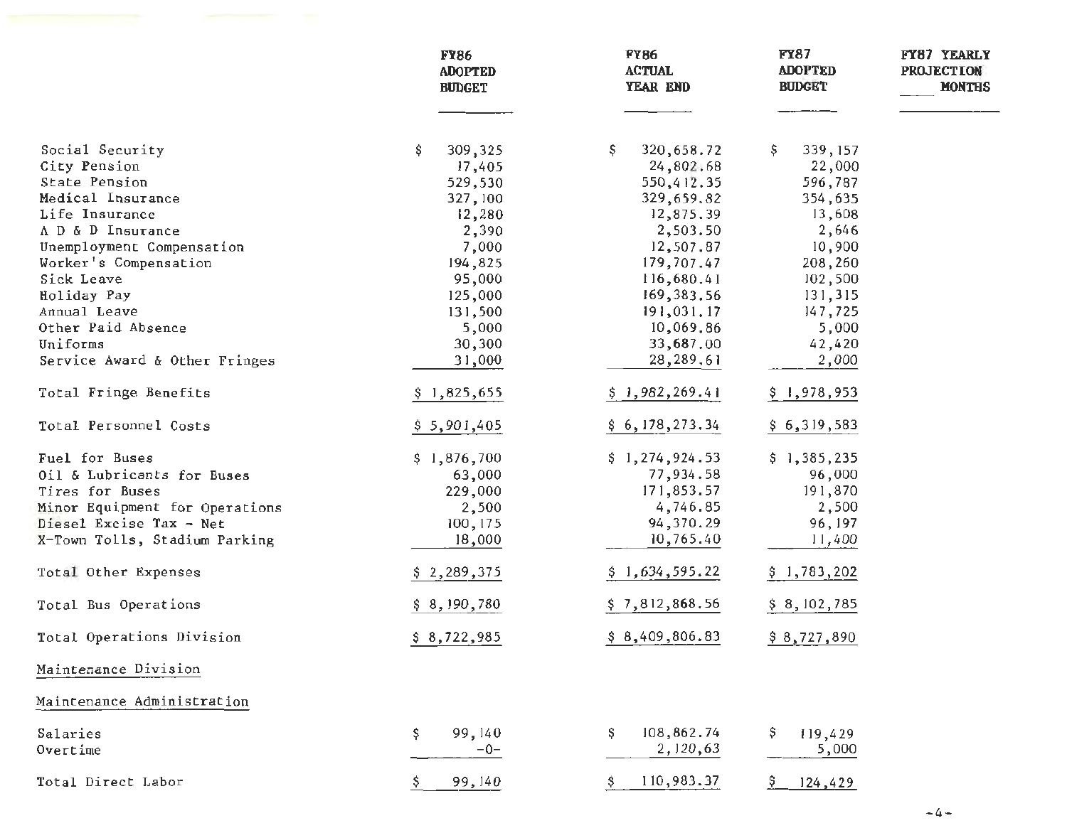| | FY86 ADOPTED BUDGET | FY86 ACTUAL YEAR END | FY87 ADOPTED BUDGET | FY87 YEARLY PROJECTION ___ MONTHS |
|---|---|---|---|---|
| Social Security | $ 309,325 | $ 320,658.72 | $ 339,157 | |
| City Pension | 17,405 | 24,802.68 | 22,000 | |
| State Pension | 529,530 | 550,412.35 | 596,787 | |
| Medical Insurance | 327,100 | 329,659.82 | 354,635 | |
| Life Insurance | 12,280 | 12,875.39 | 13,608 | |
| A D & D Insurance | 2,390 | 2,503.50 | 2,646 | |
| Unemployment Compensation | 7,000 | 12,507.87 | 10,900 | |
| Worker's Compensation | 194,825 | 179,707.47 | 208,260 | |
| Sick Leave | 95,000 | 116,680.41 | 102,500 | |
| Holiday Pay | 125,000 | 169,383.56 | 131,315 | |
| Annual Leave | 131,500 | 191,031.17 | 147,725 | |
| Other Paid Absence | 5,000 | 10,069.86 | 5,000 | |
| Uniforms | 30,300 | 33,687.00 | 42,420 | |
| Service Award & Other Fringes | 31,000 | 28,289.61 | 2,000 | |
| Total Fringe Benefits | $ 1,825,655 | $ 1,982,269.41 | $ 1,978,953 | |
| Total Personnel Costs | $ 5,901,405 | $ 6,178,273.34 | $ 6,319,583 | |
| Fuel for Buses | $ 1,876,700 | $ 1,274,924.53 | $ 1,385,235 | |
| Oil & Lubricants for Buses | 63,000 | 77,934.58 | 96,000 | |
| Tires for Buses | 229,000 | 171,853.57 | 191,870 | |
| Minor Equipment for Operations | 2,500 | 4,746.85 | 2,500 | |
| Diesel Excise Tax - Net | 100,175 | 94,370.29 | 96,197 | |
| X-Town Tolls, Stadium Parking | 18,000 | 10,765.40 | 11,400 | |
| Total Other Expenses | $ 2,289,375 | $ 1,634,595.22 | $ 1,783,202 | |
| Total Bus Operations | $ 8,190,780 | $ 7,812,868.56 | $ 8,102,785 | |
| Total Operations Division | $ 8,722,985 | $ 8,409,806.83 | $ 8,727,890 | |
| Maintenance Division | | | | |
| Maintenance Administration | | | | |
| Salaries | $ 99,140 | $ 108,862.74 | $ 119,429 | |
| Overtime | -0- | 2,120.63 | 5,000 | |
| Total Direct Labor | $ 99,140 | $ 110,983.37 | $ 124,429 | |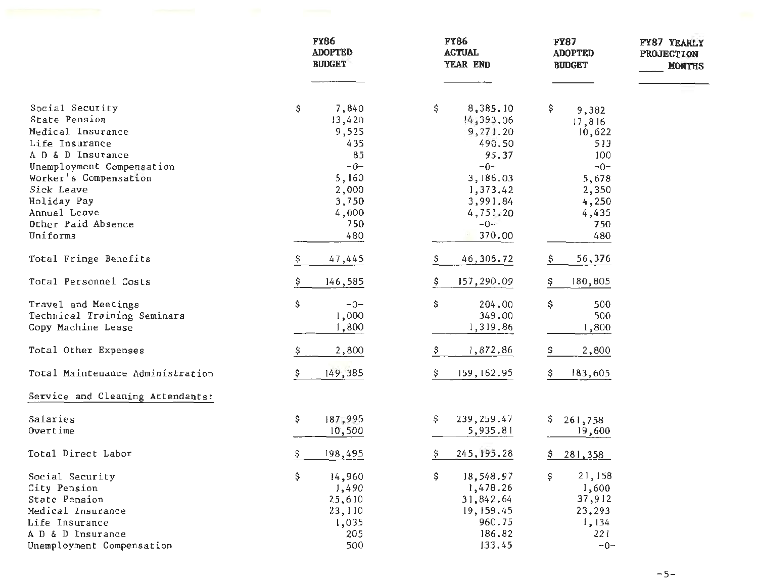| | FY86 ADOPTED BUDGET | FY86 ACTUAL YEAR END | FY87 ADOPTED BUDGET | FY87 YEARLY PROJECTION ____ MONTHS |
|---|---|---|---|---|
| Social Security | $ 7,840 | $ 8,385.10 | $ 9,382 | |
| State Pension | 13,420 | 14,393.06 | 17,816 | |
| Medical Insurance | 9,525 | 9,271.20 | 10,622 | |
| Life Insurance | 435 | 490.50 | 513 | |
| A D & D Insurance | 85 | 95.37 | 100 | |
| Unemployment Compensation | -0- | -0- | -0- | |
| Worker's Compensation | 5,160 | 3,186.03 | 5,678 | |
| Sick Leave | 2,000 | 1,373.42 | 2,350 | |
| Holiday Pay | 3,750 | 3,991.84 | 4,250 | |
| Annual Leave | 4,000 | 4,751.20 | 4,435 | |
| Other Paid Absence | 750 | -0- | 750 | |
| Uniforms | 480 | 370.00 | 480 | |
| Total Fringe Benefits | $ 47,445 | $ 46,306.72 | $ 56,376 | |
| Total Personnel Costs | $ 146,585 | $ 157,290.09 | $ 180,805 | |
| Travel and Meetings | $ -0- | $ 204.00 | $ 500 | |
| Technical Training Seminars | 1,000 | 349.00 | 500 | |
| Copy Machine Lease | 1,800 | 1,319.86 | 1,800 | |
| Total Other Expenses | $ 2,800 | $ 1,872.86 | $ 2,800 | |
| Total Maintenance Administration | $ 149,385 | $ 159,162.95 | $ 183,605 | |
| Service and Cleaning Attendants: | | | | |
| Salaries | $ 187,995 | $ 239,259.47 | $ 261,758 | |
| Overtime | 10,500 | 5,935.81 | 19,600 | |
| Total Direct Labor | $ 198,495 | $ 245,195.28 | $ 281,358 | |
| Social Security | $ 14,960 | $ 18,548.97 | $ 21,158 | |
| City Pension | 1,490 | 1,478.26 | 1,600 | |
| State Pension | 25,610 | 31,842.64 | 37,912 | |
| Medical Insurance | 23,110 | 19,159.45 | 23,293 | |
| Life Insurance | 1,035 | 960.75 | 1,134 | |
| A D & D Insurance | 205 | 186.82 | 221 | |
| Unemployment Compensation | 500 | 133.45 | -0- | |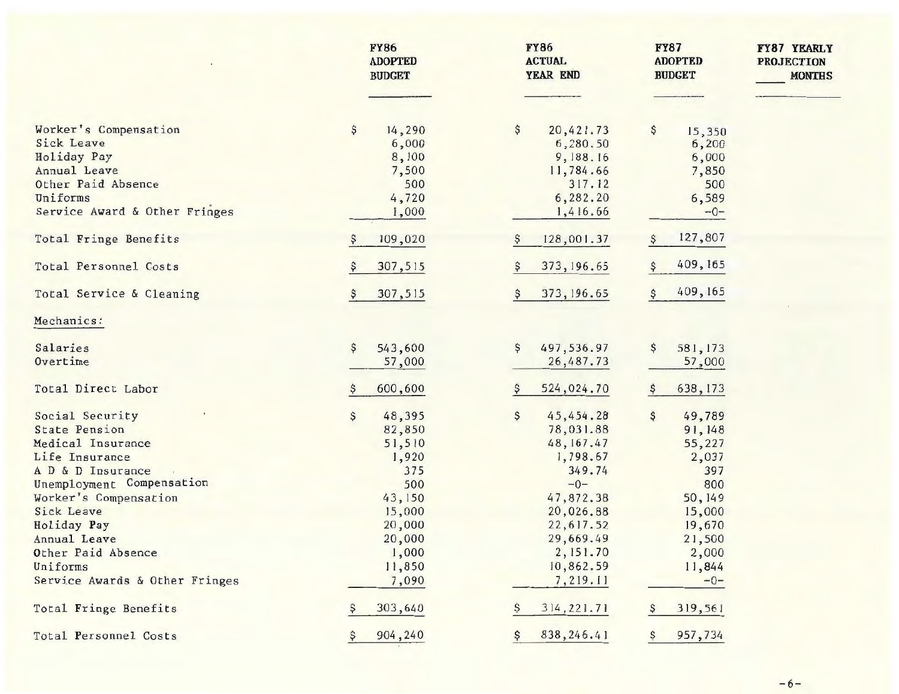| | FY86 ADOPTED BUDGET | FY86 ACTUAL YEAR END | FY87 ADOPTED BUDGET | FY87 YEARLY PROJECTION ____ MONTHS |
|---|---|---|---|---|
| Worker's Compensation | $ 14,290 | $ 20,421.73 | $ 15,350 | |
| Sick Leave | 6,000 | 6,280.50 | 6,200 | |
| Holiday Pay | 8,100 | 9,188.16 | 6,000 | |
| Annual Leave | 7,500 | 11,784.66 | 7,850 | |
| Other Paid Absence | 500 | 317.12 | 500 | |
| Uniforms | 4,720 | 6,282.20 | 6,589 | |
| Service Award & Other Fringes | 1,000 | 1,416.66 | -0- | |
| Total Fringe Benefits | $ 109,020 | $ 128,001.37 | $ 127,807 | |
| Total Personnel Costs | $ 307,515 | $ 373,196.65 | $ 409,165 | |
| Total Service & Cleaning | $ 307,515 | $ 373,196.65 | $ 409,165 | |
| Mechanics: | | | | |
| Salaries | $ 543,600 | $ 497,536.97 | $ 581,173 | |
| Overtime | 57,000 | 26,487.73 | 57,000 | |
| Total Direct Labor | $ 600,600 | $ 524,024.70 | $ 638,173 | |
| Social Security | $ 48,395 | $ 45,454.28 | $ 49,789 | |
| State Pension | 82,850 | 78,031.88 | 91,148 | |
| Medical Insurance | 51,510 | 48,167.47 | 55,227 | |
| Life Insurance | 1,920 | 1,798.67 | 2,037 | |
| A D & D Insurance | 375 | 349.74 | 397 | |
| Unemployment Compensation | 500 | -0- | 800 | |
| Worker's Compensation | 43,150 | 47,872.38 | 50,149 | |
| Sick Leave | 15,000 | 20,026.88 | 15,000 | |
| Holiday Pay | 20,000 | 22,617.52 | 19,670 | |
| Annual Leave | 20,000 | 29,669.49 | 21,500 | |
| Other Paid Absence | 1,000 | 2,151.70 | 2,000 | |
| Uniforms | 11,850 | 10,862.59 | 11,844 | |
| Service Awards & Other Fringes | 7,090 | 7,219.11 | -0- | |
| Total Fringe Benefits | $ 303,640 | $ 314,221.71 | $ 319,561 | |
| Total Personnel Costs | $ 904,240 | $ 838,246.41 | $ 957,734 | |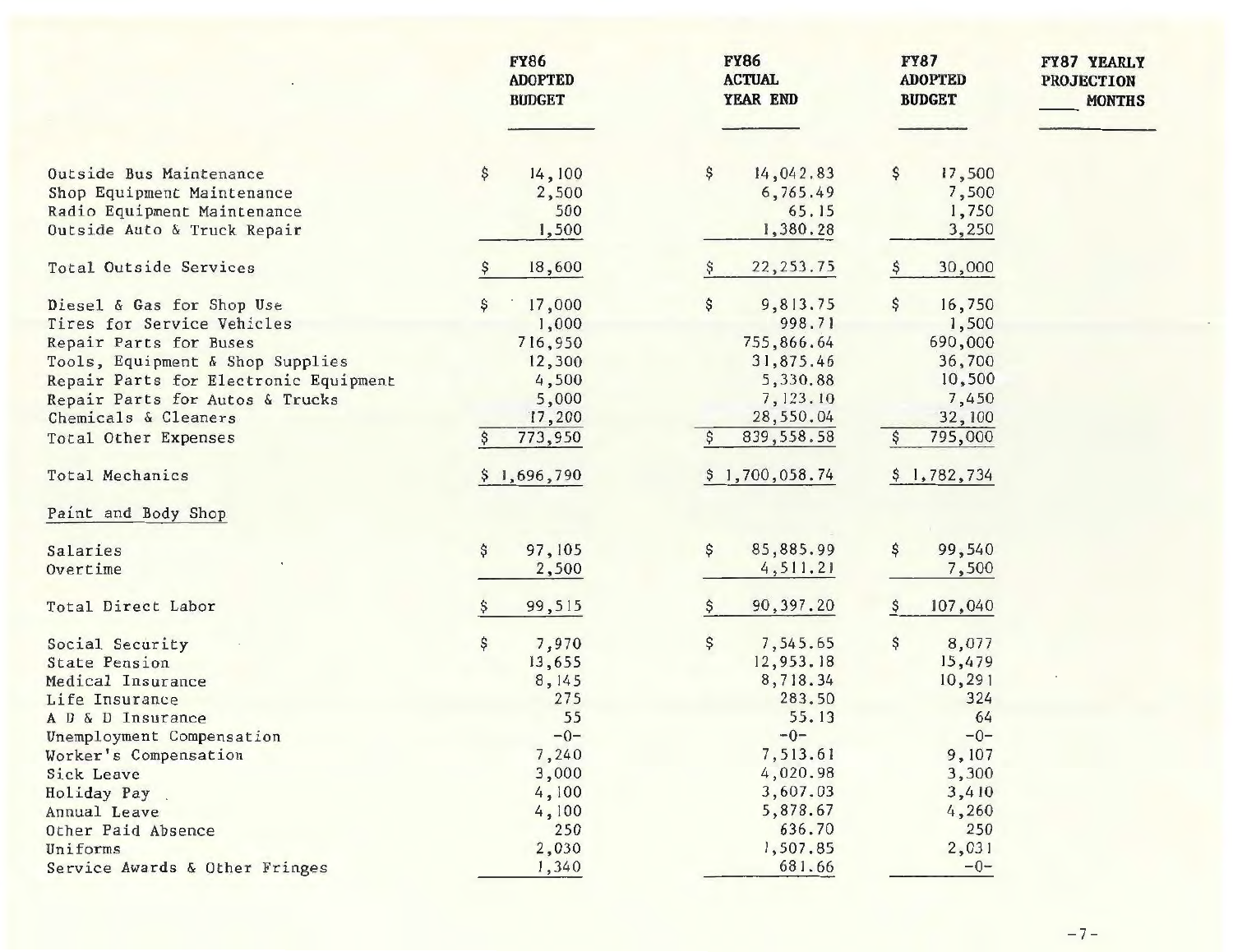| | FY86 ADOPTED BUDGET | FY86 ACTUAL YEAR END | FY87 ADOPTED BUDGET | FY87 YEARLY PROJECTION ____ MONTHS |
|---|---|---|---|---|
| Outside Bus Maintenance | $ 14,100 | $ 14,042.83 | $ 17,500 | |
| Shop Equipment Maintenance | 2,500 | 6,765.49 | 7,500 | |
| Radio Equipment Maintenance | 500 | 65.15 | 1,750 | |
| Outside Auto & Truck Repair | 1,500 | 1,380.28 | 3,250 | |
| Total Outside Services | $ 18,600 | $ 22,253.75 | $ 30,000 | |
| Diesel & Gas for Shop Use | $ 17,000 | $ 9,813.75 | $ 16,750 | |
| Tires for Service Vehicles | 1,000 | 998.71 | 1,500 | |
| Repair Parts for Buses | 716,950 | 755,866.64 | 690,000 | |
| Tools, Equipment & Shop Supplies | 12,300 | 31,875.46 | 36,700 | |
| Repair Parts for Electronic Equipment | 4,500 | 5,330.88 | 10,500 | |
| Repair Parts for Autos & Trucks | 5,000 | 7,123.10 | 7,450 | |
| Chemicals & Cleaners | 17,200 | 28,550.04 | 32,100 | |
| Total Other Expenses | $ 773,950 | $ 839,558.58 | $ 795,000 | |
| Total Mechanics | $ 1,696,790 | $ 1,700,058.74 | $ 1,782,734 | |
| Paint and Body Shop | | | | |
| Salaries | $ 97,105 | $ 85,885.99 | $ 99,540 | |
| Overtime | 2,500 | 4,511.21 | 7,500 | |
| Total Direct Labor | $ 99,515 | $ 90,397.20 | $ 107,040 | |
| Social Security | $ 7,970 | $ 7,545.65 | $ 8,077 | |
| State Pension | 13,655 | 12,953.18 | 15,479 | |
| Medical Insurance | 8,145 | 8,718.34 | 10,291 | |
| Life Insurance | 275 | 283.50 | 324 | |
| A D & D Insurance | 55 | 55.13 | 64 | |
| Unemployment Compensation | -0- | -0- | -0- | |
| Worker's Compensation | 7,240 | 7,513.61 | 9,107 | |
| Sick Leave | 3,000 | 4,020.98 | 3,300 | |
| Holiday Pay | 4,100 | 3,607.03 | 3,410 | |
| Annual Leave | 4,100 | 5,878.67 | 4,260 | |
| Other Paid Absence | 250 | 636.70 | 250 | |
| Uniforms | 2,030 | 1,507.85 | 2,031 | |
| Service Awards & Other Fringes | 1,340 | 681.66 | -0- | |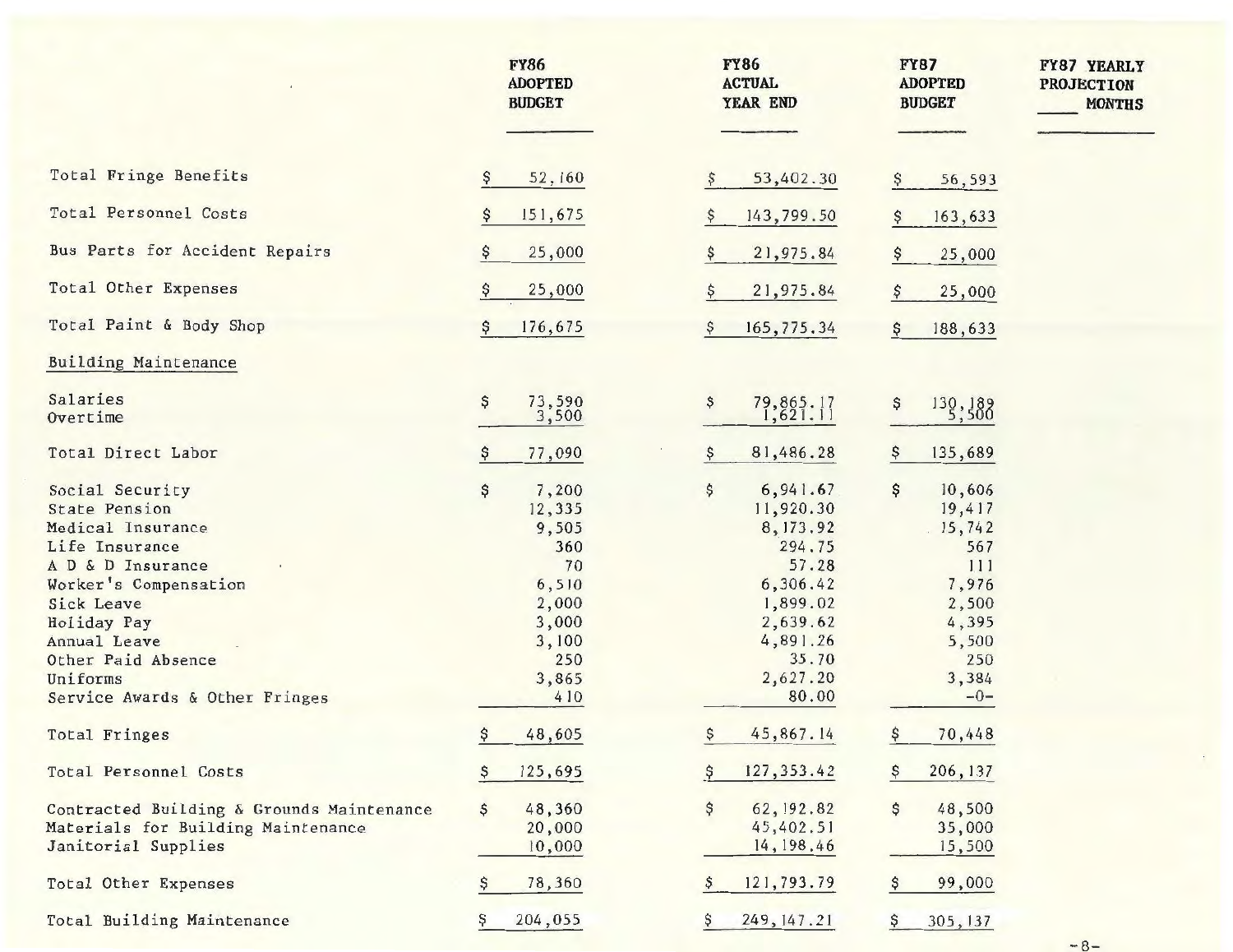| | FY86 ADOPTED BUDGET | FY86 ACTUAL YEAR END | FY87 ADOPTED BUDGET | FY87 YEARLY PROJECTION ____ MONTHS |
|---|---|---|---|---|
| Total Fringe Benefits | $ 52,160 | $ 53,402.30 | $ 56,593 | |
| Total Personnel Costs | $ 151,675 | $ 143,799.50 | $ 163,633 | |
| Bus Parts for Accident Repairs | $ 25,000 | $ 21,975.84 | $ 25,000 | |
| Total Other Expenses | $ 25,000 | $ 21,975.84 | $ 25,000 | |
| Total Paint & Body Shop | $ 176,675 | $ 165,775.34 | $ 188,633 | |
| Building Maintenance | | | | |
| Salaries | $ 73,590 | $ 79,865.17 | $ 130,189 | |
| Overtime | 3,500 | 1,621.11 | 5,500 | |
| Total Direct Labor | $ 77,090 | $ 81,486.28 | $ 135,689 | |
| Social Security | $ 7,200 | $ 6,941.67 | $ 10,606 | |
| State Pension | 12,335 | 11,920.30 | 19,417 | |
| Medical Insurance | 9,505 | 8,173.92 | 15,742 | |
| Life Insurance | 360 | 294.75 | 567 | |
| A D & D Insurance | 70 | 57.28 | 111 | |
| Worker's Compensation | 6,510 | 6,306.42 | 7,976 | |
| Sick Leave | 2,000 | 1,899.02 | 2,500 | |
| Holiday Pay | 3,000 | 2,639.62 | 4,395 | |
| Annual Leave | 3,100 | 4,891.26 | 5,500 | |
| Other Paid Absence | 250 | 35.70 | 250 | |
| Uniforms | 3,865 | 2,627.20 | 3,384 | |
| Service Awards & Other Fringes | 410 | 80.00 | -0- | |
| Total Fringes | $ 48,605 | $ 45,867.14 | $ 70,448 | |
| Total Personnel Costs | $ 125,695 | $ 127,353.42 | $ 206,137 | |
| Contracted Building & Grounds Maintenance | $ 48,360 | $ 62,192.82 | $ 48,500 | |
| Materials for Building Maintenance | 20,000 | 45,402.51 | 35,000 | |
| Janitorial Supplies | 10,000 | 14,198.46 | 15,500 | |
| Total Other Expenses | $ 78,360 | $ 121,793.79 | $ 99,000 | |
| Total Building Maintenance | $ 204,055 | $ 249,147.21 | $ 305,137 | |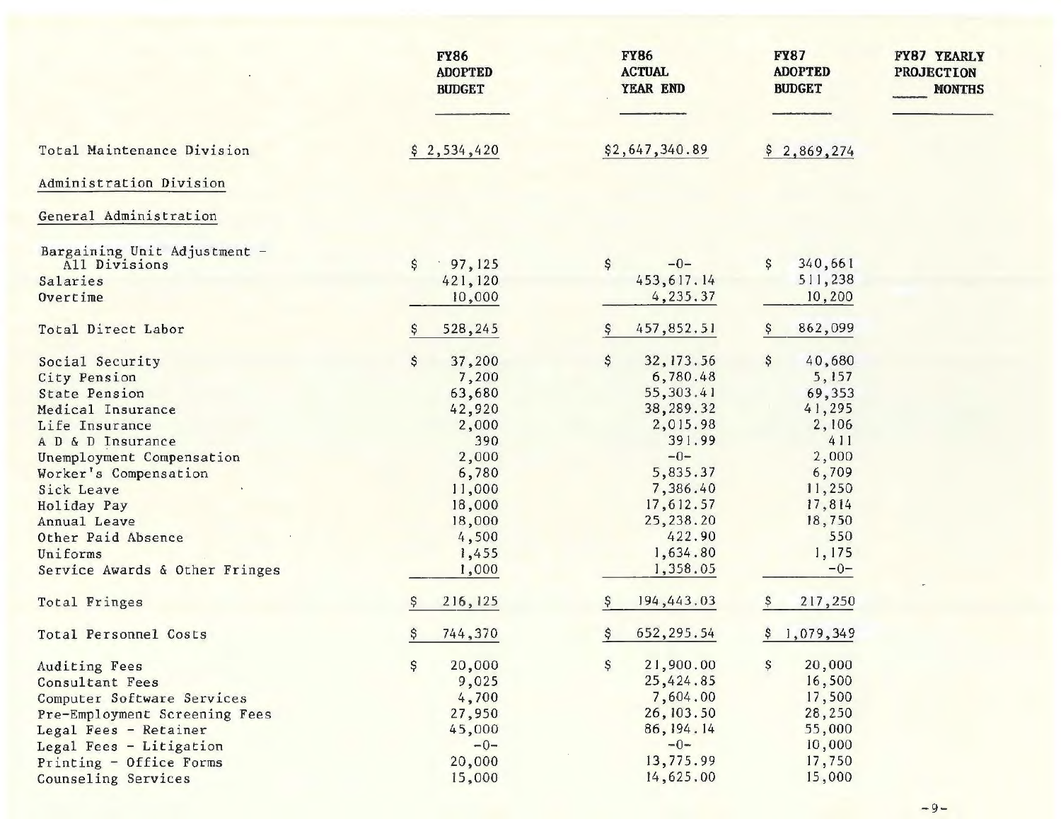| | FY86 ADOPTED BUDGET | FY86 ACTUAL YEAR END | FY87 ADOPTED BUDGET | FY87 YEARLY PROJECTION ____ MONTHS |
|---|---|---|---|---|
| Total Maintenance Division | $ 2,534,420 | $2,647,340.89 | $ 2,869,274 | |
| Administration Division | | | | |
| General Administration | | | | |
| Bargaining Unit Adjustment - All Divisions | $ 97,125 | $ -0- | $ 340,661 | |
| Salaries | 421,120 | 453,617.14 | 511,238 | |
| Overtime | 10,000 | 4,235.37 | 10,200 | |
| Total Direct Labor | $ 528,245 | $ 457,852.51 | $ 862,099 | |
| Social Security | $ 37,200 | $ 32,173.56 | $ 40,680 | |
| City Pension | 7,200 | 6,780.48 | 5,157 | |
| State Pension | 63,680 | 55,303.41 | 69,353 | |
| Medical Insurance | 42,920 | 38,289.32 | 41,295 | |
| Life Insurance | 2,000 | 2,015.98 | 2,106 | |
| A D & D Insurance | 390 | 391.99 | 411 | |
| Unemployment Compensation | 2,000 | -0- | 2,000 | |
| Worker's Compensation | 6,780 | 5,835.37 | 6,709 | |
| Sick Leave | 11,000 | 7,386.40 | 11,250 | |
| Holiday Pay | 18,000 | 17,612.57 | 17,814 | |
| Annual Leave | 18,000 | 25,238.20 | 18,750 | |
| Other Paid Absence | 4,500 | 422.90 | 550 | |
| Uniforms | 1,455 | 1,634.80 | 1,175 | |
| Service Awards & Other Fringes | 1,000 | 1,358.05 | -0- | |
| Total Fringes | $ 216,125 | $ 194,443.03 | $ 217,250 | |
| Total Personnel Costs | $ 744,370 | $ 652,295.54 | $ 1,079,349 | |
| Auditing Fees | $ 20,000 | $ 21,900.00 | $ 20,000 | |
| Consultant Fees | 9,025 | 25,424.85 | 16,500 | |
| Computer Software Services | 4,700 | 7,604.00 | 17,500 | |
| Pre-Employment Screening Fees | 27,950 | 26,103.50 | 28,250 | |
| Legal Fees - Retainer | 45,000 | 86,194.14 | 55,000 | |
| Legal Fees - Litigation | -0- | -0- | 10,000 | |
| Printing - Office Forms | 20,000 | 13,775.99 | 17,750 | |
| Counseling Services | 15,000 | 14,625.00 | 15,000 | |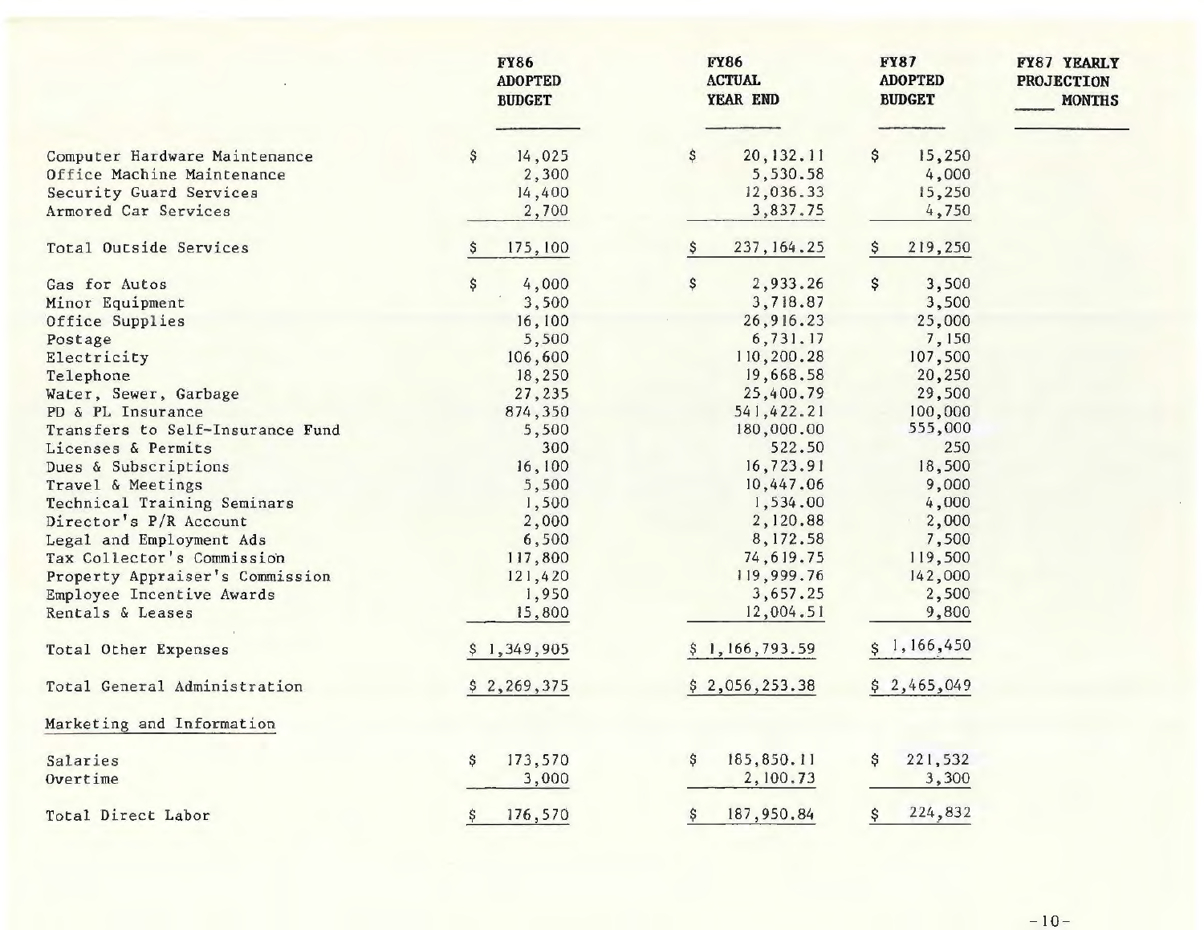| | FY86 ADOPTED BUDGET | FY86 ACTUAL YEAR END | FY87 ADOPTED BUDGET | FY87 YEARLY PROJECTION ____ MONTHS |
|---|---|---|---|---|
| Computer Hardware Maintenance | $ 14,025 | $ 20,132.11 | $ 15,250 | |
| Office Machine Maintenance | 2,300 | 5,530.58 | 4,000 | |
| Security Guard Services | 14,400 | 12,036.33 | 15,250 | |
| Armored Car Services | 2,700 | 3,837.75 | 4,750 | |
| Total Outside Services | $ 175,100 | $ 237,164.25 | $ 219,250 | |
| Gas for Autos | $ 4,000 | $ 2,933.26 | $ 3,500 | |
| Minor Equipment | 3,500 | 3,718.87 | 3,500 | |
| Office Supplies | 16,100 | 26,916.23 | 25,000 | |
| Postage | 5,500 | 6,731.17 | 7,150 | |
| Electricity | 106,600 | 110,200.28 | 107,500 | |
| Telephone | 18,250 | 19,668.58 | 20,250 | |
| Water, Sewer, Garbage | 27,235 | 25,400.79 | 29,500 | |
| PD & PL Insurance | 874,350 | 541,422.21 | 100,000 | |
| Transfers to Self-Insurance Fund | 5,500 | 180,000.00 | 555,000 | |
| Licenses & Permits | 300 | 522.50 | 250 | |
| Dues & Subscriptions | 16,100 | 16,723.91 | 18,500 | |
| Travel & Meetings | 5,500 | 10,447.06 | 9,000 | |
| Technical Training Seminars | 1,500 | 1,534.00 | 4,000 | |
| Director's P/R Account | 2,000 | 2,120.88 | 2,000 | |
| Legal and Employment Ads | 6,500 | 8,172.58 | 7,500 | |
| Tax Collector's Commission | 117,800 | 74,619.75 | 119,500 | |
| Property Appraiser's Commission | 121,420 | 119,999.76 | 142,000 | |
| Employee Incentive Awards | 1,950 | 3,657.25 | 2,500 | |
| Rentals & Leases | 15,800 | 12,004.51 | 9,800 | |
| Total Other Expenses | $ 1,349,905 | $ 1,166,793.59 | $ 1,166,450 | |
| Total General Administration | $ 2,269,375 | $ 2,056,253.38 | $ 2,465,049 | |
| Marketing and Information | | | | |
| Salaries | $ 173,570 | $ 185,850.11 | $ 221,532 | |
| Overtime | 3,000 | 2,100.73 | 3,300 | |
| Total Direct Labor | $ 176,570 | $ 187,950.84 | $ 224,832 | |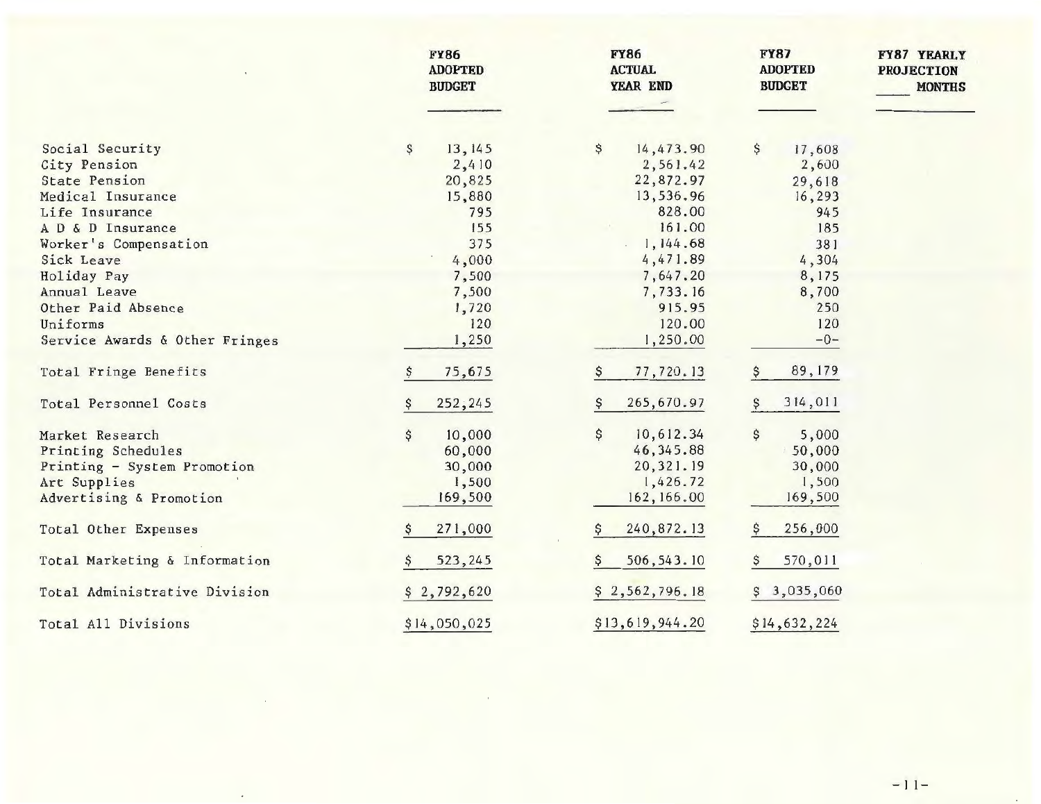| | FY86 ADOPTED BUDGET | FY86 ACTUAL YEAR END | FY87 ADOPTED BUDGET | FY87 YEARLY PROJECTION ____ MONTHS |
|---|---|---|---|---|
| Social Security | $ 13,145 | $ 14,473.90 | $ 17,608 | |
| City Pension | 2,410 | 2,561.42 | 2,600 | |
| State Pension | 20,825 | 22,872.97 | 29,618 | |
| Medical Insurance | 15,880 | 13,536.96 | 16,293 | |
| Life Insurance | 795 | 828.00 | 945 | |
| A D & D Insurance | 155 | 161.00 | 185 | |
| Worker's Compensation | 375 | 1,144.68 | 381 | |
| Sick Leave | 4,000 | 4,471.89 | 4,304 | |
| Holiday Pay | 7,500 | 7,647.20 | 8,175 | |
| Annual Leave | 7,500 | 7,733.16 | 8,700 | |
| Other Paid Absence | 1,720 | 915.95 | 250 | |
| Uniforms | 120 | 120.00 | 120 | |
| Service Awards & Other Fringes | 1,250 | 1,250.00 | -0- | |
| Total Fringe Benefits | $ 75,675 | $ 77,720.13 | $ 89,179 | |
| Total Personnel Costs | $ 252,245 | $ 265,670.97 | $ 314,011 | |
| Market Research | $ 10,000 | $ 10,612.34 | $ 5,000 | |
| Printing Schedules | 60,000 | 46,345.88 | 50,000 | |
| Printing - System Promotion | 30,000 | 20,321.19 | 30,000 | |
| Art Supplies | 1,500 | 1,426.72 | 1,500 | |
| Advertising & Promotion | 169,500 | 162,166.00 | 169,500 | |
| Total Other Expenses | $ 271,000 | $ 240,872.13 | $ 256,000 | |
| Total Marketing & Information | $ 523,245 | $ 506,543.10 | $ 570,011 | |
| Total Administrative Division | $ 2,792,620 | $ 2,562,796.18 | $ 3,035,060 | |
| Total All Divisions | $14,050,025 | $13,619,944.20 | $14,632,224 | |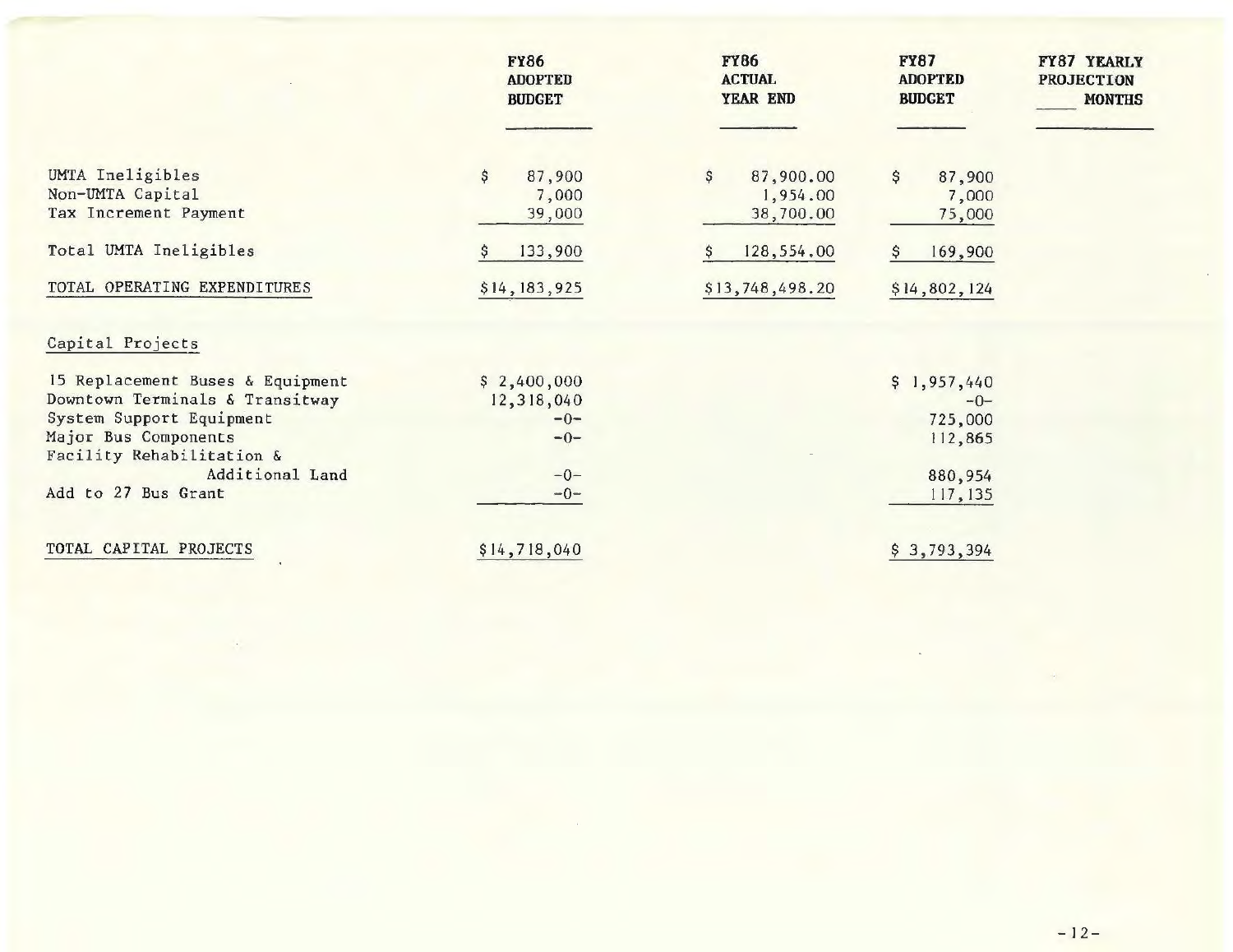| | FY86 ADOPTED BUDGET | FY86 ACTUAL YEAR END | FY87 ADOPTED BUDGET | FY87 YEARLY PROJECTION ____ MONTHS |
|---|---|---|---|---|
| UMTA Ineligibles | $ 87,900 | $ 87,900.00 | $ 87,900 | |
| Non-UMTA Capital | 7,000 | 1,954.00 | 7,000 | |
| Tax Increment Payment | 39,000 | 38,700.00 | 75,000 | |
| Total UMTA Ineligibles | $ 133,900 | $ 128,554.00 | $ 169,900 | |
| TOTAL OPERATING EXPENDITURES | $14,183,925 | $13,748,498.20 | $14,802,124 | |
| Capital Projects | | | | |
| 15 Replacement Buses & Equipment | $ 2,400,000 | | $ 1,957,440 | |
| Downtown Terminals & Transitway | 12,318,040 | | -0- | |
| System Support Equipment | -0- | | 725,000 | |
| Major Bus Components | -0- | | 112,865 | |
| Facility Rehabilitation & Additional Land | -0- | | 880,954 | |
| Add to 27 Bus Grant | -0- | | 117,135 | |
| TOTAL CAPITAL PROJECTS | $14,718,040 | | $ 3,793,394 | |